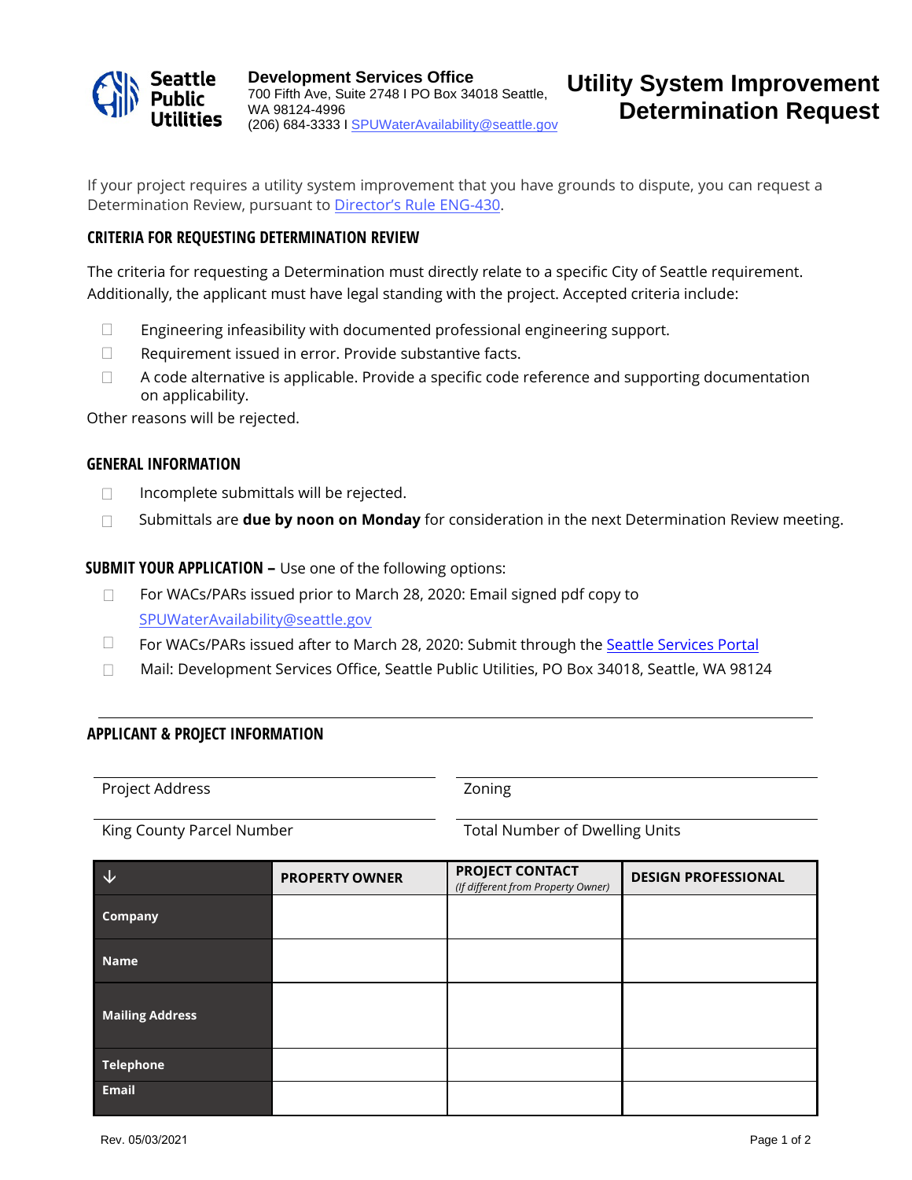**Seattle Public Utilities**

**Development Services Office**
700 Fifth Ave, Suite 2748 I PO Box 34018 Seattle, WA 98124-4996
(206) 684-3333 I SPUWaterAvailability@seattle.gov

# Utility System Improvement Determination Request

If your project requires a utility system improvement that you have grounds to dispute, you can request a Determination Review, pursuant to Director's Rule ENG-430.

## CRITERIA FOR REQUESTING DETERMINATION REVIEW

The criteria for requesting a Determination must directly relate to a specific City of Seattle requirement. Additionally, the applicant must have legal standing with the project. Accepted criteria include:

- ☐ Engineering infeasibility with documented professional engineering support.
- ☐ Requirement issued in error. Provide substantive facts.
- ☐ A code alternative is applicable. Provide a specific code reference and supporting documentation on applicability.

Other reasons will be rejected.

## GENERAL INFORMATION

- ☐ Incomplete submittals will be rejected.
- ☐ Submittals are **due by noon on Monday** for consideration in the next Determination Review meeting.

## SUBMIT YOUR APPLICATION – Use one of the following options:

- ☐ For WACs/PARs issued prior to March 28, 2020: Email signed pdf copy to SPUWaterAvailability@seattle.gov
- ☐ For WACs/PARs issued after to March 28, 2020: Submit through the Seattle Services Portal
- ☐ Mail: Development Services Office, Seattle Public Utilities, PO Box 34018, Seattle, WA 98124

## APPLICANT & PROJECT INFORMATION

Project Address ______________________ Zoning ______________________

King County Parcel Number ______________________ Total Number of Dwelling Units ______________________

| ↓ | PROPERTY OWNER | PROJECT CONTACT *(If different from Property Owner)* | DESIGN PROFESSIONAL |
|---|---|---|---|
| **Company** | | | |
| **Name** | | | |
| **Mailing Address** | | | |
| **Telephone** | | | |
| **Email** | | | |

Rev. 05/03/2021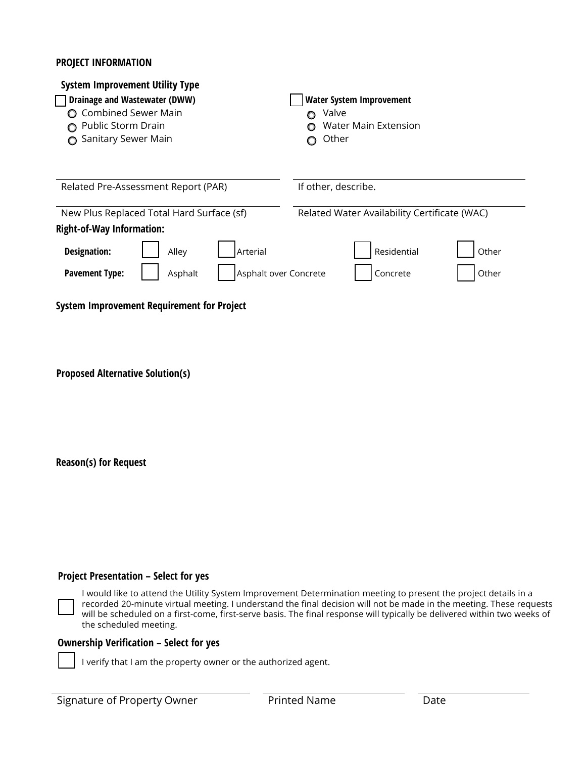## PROJECT INFORMATION

### System Improvement Utility Type

☐ **Drainage and Wastewater (DWW)**
- ○ Combined Sewer Main
- ○ Public Storm Drain
- ○ Sanitary Sewer Main

☐ **Water System Improvement**
- ○ Valve
- ○ Water Main Extension
- ○ Other

Related Pre-Assessment Report (PAR)

If other, describe.

New Plus Replaced Total Hard Surface (sf)

Related Water Availability Certificate (WAC)

**Right-of-Way Information:**

| | | | | |
|---|---|---|---|---|
| **Designation:** | ☐ Alley | ☐ Arterial | ☐ Residential | ☐ Other |
| **Pavement Type:** | ☐ Asphalt | ☐ Asphalt over Concrete | ☐ Concrete | ☐ Other |

### System Improvement Requirement for Project

### Proposed Alternative Solution(s)

### Reason(s) for Request

### Project Presentation – Select for yes

☐ I would like to attend the Utility System Improvement Determination meeting to present the project details in a recorded 20-minute virtual meeting. I understand the final decision will not be made in the meeting. These requests will be scheduled on a first-come, first-serve basis. The final response will typically be delivered within two weeks of the scheduled meeting.

### Ownership Verification – Select for yes

☐ I verify that I am the property owner or the authorized agent.

Signature of Property Owner

Printed Name

Date